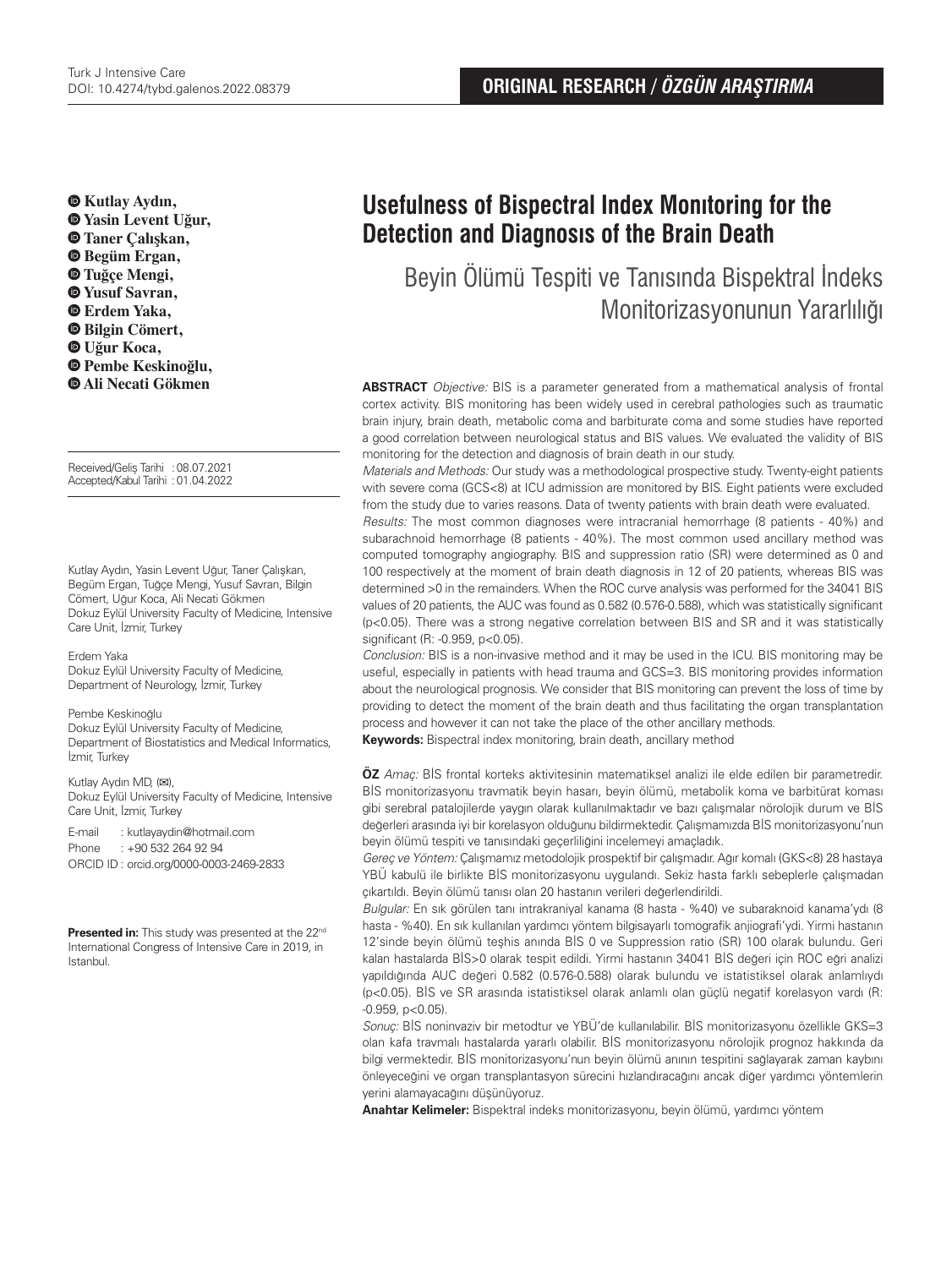ORIGINAL RESEARCH / *ÖZGÜN ARAŞTIRMA*

# Usefulness of Bispectral Index Monıtoring for the Detection and Diagnosıs of the Brain Death

## Beyin Ölümü Tespiti ve Tanısında Bispektral İndeks Monitorizasyonunun Yararlılığı

**Kutlay Aydın, Yasin Levent Uğur, Taner Çalışkan, Begüm Ergan, Tuğçe Mengi, Yusuf Savran, Erdem Yaka, Bilgin Cömert, Uğur Koca, Pembe Keskinoğlu, Ali Necati Gökmen**

Received/Geliş Tarihi : 08.07.2021
Accepted/Kabul Tarihi : 01.04.2022

Kutlay Aydın, Yasin Levent Uğur, Taner Çalışkan, Begüm Ergan, Tuğçe Mengi, Yusuf Savran, Bilgin Cömert, Uğur Koca, Ali Necati Gökmen
Dokuz Eylül University Faculty of Medicine, Intensive Care Unit, İzmir, Turkey

Erdem Yaka
Dokuz Eylül University Faculty of Medicine, Department of Neurology, İzmir, Turkey

Pembe Keskinoğlu
Dokuz Eylül University Faculty of Medicine, Department of Biostatistics and Medical Informatics, İzmir, Turkey

Kutlay Aydın MD, (✉),
Dokuz Eylül University Faculty of Medicine, Intensive Care Unit, İzmir, Turkey

E-mail : kutlayaydin@hotmail.com
Phone : +90 532 264 92 94
ORCID ID : orcid.org/0000-0003-2469-2833

**Presented in:** This study was presented at the 22nd International Congress of Intensive Care in 2019, in Istanbul.

**ABSTRACT** *Objective:* BIS is a parameter generated from a mathematical analysis of frontal cortex activity. BIS monitoring has been widely used in cerebral pathologies such as traumatic brain injury, brain death, metabolic coma and barbiturate coma and some studies have reported a good correlation between neurological status and BIS values. We evaluated the validity of BIS monitoring for the detection and diagnosis of brain death in our study.

*Materials and Methods:* Our study was a methodological prospective study. Twenty-eight patients with severe coma (GCS<8) at ICU admission are monitored by BIS. Eight patients were excluded from the study due to varies reasons. Data of twenty patients with brain death were evaluated.

*Results:* The most common diagnoses were intracranial hemorrhage (8 patients - 40%) and subarachnoid hemorrhage (8 patients - 40%). The most common used ancillary method was computed tomography angiography. BIS and suppression ratio (SR) were determined as 0 and 100 respectively at the moment of brain death diagnosis in 12 of 20 patients, whereas BIS was determined >0 in the remainders. When the ROC curve analysis was performed for the 34041 BIS values of 20 patients, the AUC was found as 0.582 (0.576-0.588), which was statistically significant ($p<0.05$). There was a strong negative correlation between BIS and SR and it was statistically significant (R: -0.959, $p<0.05$).

*Conclusion:* BIS is a non-invasive method and it may be used in the ICU. BIS monitoring may be useful, especially in patients with head trauma and GCS=3. BIS monitoring provides information about the neurological prognosis. We consider that BIS monitoring can prevent the loss of time by providing to detect the moment of the brain death and thus facilitating the organ transplantation process and however it can not take the place of the other ancillary methods.

**Keywords:** Bispectral index monitoring, brain death, ancillary method

**ÖZ** *Amaç:* BİS frontal korteks aktivitesinin matematiksel analizi ile elde edilen bir parametredir. BİS monitorizasyonu travmatik beyin hasarı, beyin ölümü, metabolik koma ve barbitürat koması gibi serebral patalojilerde yaygın olarak kullanılmaktadır ve bazı çalışmalar nörolojik durum ve BİS değerleri arasında iyi bir korelasyon olduğunu bildirmektedir. Çalışmamızda BİS monitorizasyonu'nun beyin ölümü tespiti ve tanısındaki geçerliliğini incelemeyi amaçladık.

*Gereç ve Yöntem:* Çalışmamız metodolojik prospektif bir çalışmadır. Ağır komalı (GKS<8) 28 hastaya YBÜ kabulü ile birlikte BİS monitorizasyonu uygulandı. Sekiz hasta farklı sebeplerle çalışmadan çıkartıldı. Beyin ölümü tanısı olan 20 hastanın verileri değerlendirildi.

*Bulgular:* En sık görülen tanı intrakraniyal kanama (8 hasta - %40) ve subaraknoid kanama'ydı (8 hasta - %40). En sık kullanılan yardımcı yöntem bilgisayarlı tomografik anjiografi'ydi. Yirmi hastanın 12'sinde beyin ölümü teşhis anında BİS 0 ve Suppression ratio (SR) 100 olarak bulundu. Geri kalan hastalarda BİS>0 olarak tespit edildi. Yirmi hastanın 34041 BİS değeri için ROC eğri analizi yapıldığında AUC değeri 0.582 (0.576-0.588) olarak bulundu ve istatistiksel olarak anlamlıydı ($p<0.05$). BİS ve SR arasında istatistiksel olarak anlamlı olan güçlü negatif korelasyon vardı (R: -0.959, $p<0.05$).

*Sonuç:* BİS noninvaziv bir metodtur ve YBÜ'de kullanılabilir. BİS monitorizasyonu özellikle GKS=3 olan kafa travmalı hastalarda yararlı olabilir. BİS monitorizasyonu nörolojik prognoz hakkında da bilgi vermektedir. BİS monitorizasyonu'nun beyin ölümü anının tespitini sağlayarak zaman kaybını önleyeceğini ve organ transplantasyon sürecini hızlandıracağını ancak diğer yardımcı yöntemlerin yerini alamayacağını düşünüyoruz.

**Anahtar Kelimeler:** Bispektral indeks monitorizasyonu, beyin ölümü, yardımcı yöntem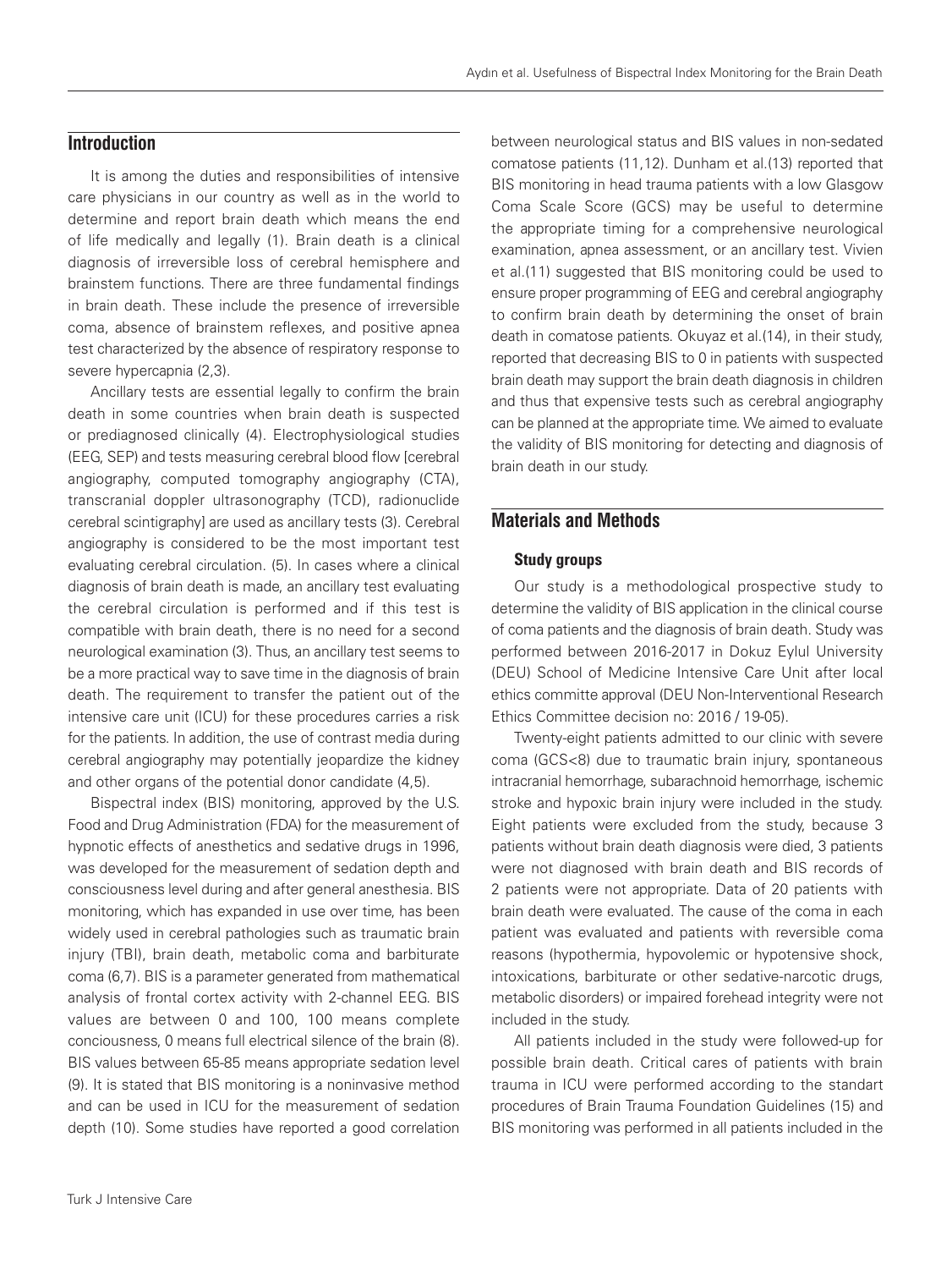## Introduction

It is among the duties and responsibilities of intensive care physicians in our country as well as in the world to determine and report brain death which means the end of life medically and legally (1). Brain death is a clinical diagnosis of irreversible loss of cerebral hemisphere and brainstem functions. There are three fundamental findings in brain death. These include the presence of irreversible coma, absence of brainstem reflexes, and positive apnea test characterized by the absence of respiratory response to severe hypercapnia (2,3).

Ancillary tests are essential legally to confirm the brain death in some countries when brain death is suspected or prediagnosed clinically (4). Electrophysiological studies (EEG, SEP) and tests measuring cerebral blood flow [cerebral angiography, computed tomography angiography (CTA), transcranial doppler ultrasonography (TCD), radionuclide cerebral scintigraphy] are used as ancillary tests (3). Cerebral angiography is considered to be the most important test evaluating cerebral circulation. (5). In cases where a clinical diagnosis of brain death is made, an ancillary test evaluating the cerebral circulation is performed and if this test is compatible with brain death, there is no need for a second neurological examination (3). Thus, an ancillary test seems to be a more practical way to save time in the diagnosis of brain death. The requirement to transfer the patient out of the intensive care unit (ICU) for these procedures carries a risk for the patients. In addition, the use of contrast media during cerebral angiography may potentially jeopardize the kidney and other organs of the potential donor candidate (4,5).

Bispectral index (BIS) monitoring, approved by the U.S. Food and Drug Administration (FDA) for the measurement of hypnotic effects of anesthetics and sedative drugs in 1996, was developed for the measurement of sedation depth and consciousness level during and after general anesthesia. BIS monitoring, which has expanded in use over time, has been widely used in cerebral pathologies such as traumatic brain injury (TBI), brain death, metabolic coma and barbiturate coma (6,7). BIS is a parameter generated from mathematical analysis of frontal cortex activity with 2-channel EEG. BIS values are between 0 and 100, 100 means complete conciousness, 0 means full electrical silence of the brain (8). BIS values between 65-85 means appropriate sedation level (9). It is stated that BIS monitoring is a noninvasive method and can be used in ICU for the measurement of sedation depth (10). Some studies have reported a good correlation between neurological status and BIS values in non-sedated comatose patients (11,12). Dunham et al.(13) reported that BIS monitoring in head trauma patients with a low Glasgow Coma Scale Score (GCS) may be useful to determine the appropriate timing for a comprehensive neurological examination, apnea assessment, or an ancillary test. Vivien et al.(11) suggested that BIS monitoring could be used to ensure proper programming of EEG and cerebral angiography to confirm brain death by determining the onset of brain death in comatose patients. Okuyaz et al.(14), in their study, reported that decreasing BIS to 0 in patients with suspected brain death may support the brain death diagnosis in children and thus that expensive tests such as cerebral angiography can be planned at the appropriate time. We aimed to evaluate the validity of BIS monitoring for detecting and diagnosis of brain death in our study.

## Materials and Methods

### Study groups

Our study is a methodological prospective study to determine the validity of BIS application in the clinical course of coma patients and the diagnosis of brain death. Study was performed between 2016-2017 in Dokuz Eylul University (DEU) School of Medicine Intensive Care Unit after local ethics committe approval (DEU Non-Interventional Research Ethics Committee decision no: 2016 / 19-05).

Twenty-eight patients admitted to our clinic with severe coma (GCS<8) due to traumatic brain injury, spontaneous intracranial hemorrhage, subarachnoid hemorrhage, ischemic stroke and hypoxic brain injury were included in the study. Eight patients were excluded from the study, because 3 patients without brain death diagnosis were died, 3 patients were not diagnosed with brain death and BIS records of 2 patients were not appropriate. Data of 20 patients with brain death were evaluated. The cause of the coma in each patient was evaluated and patients with reversible coma reasons (hypothermia, hypovolemic or hypotensive shock, intoxications, barbiturate or other sedative-narcotic drugs, metabolic disorders) or impaired forehead integrity were not included in the study.

All patients included in the study were followed-up for possible brain death. Critical cares of patients with brain trauma in ICU were performed according to the standart procedures of Brain Trauma Foundation Guidelines (15) and BIS monitoring was performed in all patients included in the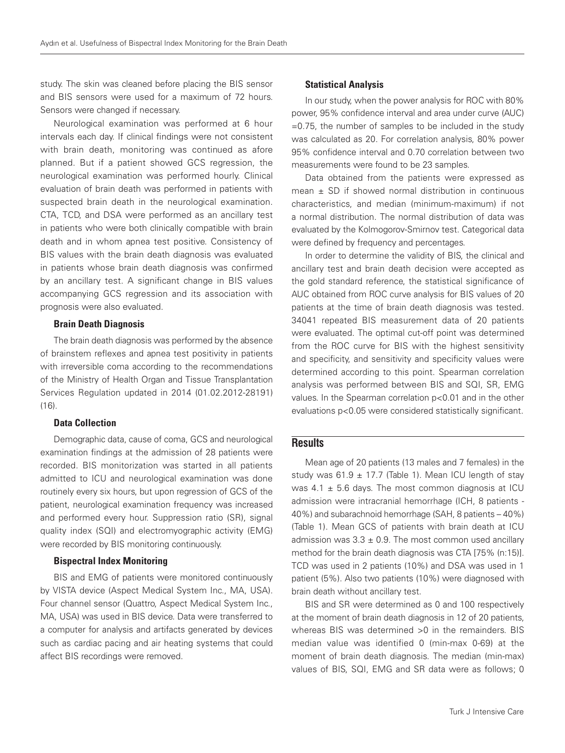study. The skin was cleaned before placing the BIS sensor and BIS sensors were used for a maximum of 72 hours. Sensors were changed if necessary.

Neurological examination was performed at 6 hour intervals each day. If clinical findings were not consistent with brain death, monitoring was continued as afore planned. But if a patient showed GCS regression, the neurological examination was performed hourly. Clinical evaluation of brain death was performed in patients with suspected brain death in the neurological examination. CTA, TCD, and DSA were performed as an ancillary test in patients who were both clinically compatible with brain death and in whom apnea test positive. Consistency of BIS values with the brain death diagnosis was evaluated in patients whose brain death diagnosis was confirmed by an ancillary test. A significant change in BIS values accompanying GCS regression and its association with prognosis were also evaluated.

### Brain Death Diagnosis

The brain death diagnosis was performed by the absence of brainstem reflexes and apnea test positivity in patients with irreversible coma according to the recommendations of the Ministry of Health Organ and Tissue Transplantation Services Regulation updated in 2014 (01.02.2012-28191) (16).

### Data Collection

Demographic data, cause of coma, GCS and neurological examination findings at the admission of 28 patients were recorded. BIS monitorization was started in all patients admitted to ICU and neurological examination was done routinely every six hours, but upon regression of GCS of the patient, neurological examination frequency was increased and performed every hour. Suppression ratio (SR), signal quality index (SQI) and electromyographic activity (EMG) were recorded by BIS monitoring continuously.

### Bispectral Index Monitoring

BIS and EMG of patients were monitored continuously by VISTA device (Aspect Medical System Inc., MA, USA). Four channel sensor (Quattro, Aspect Medical System Inc., MA, USA) was used in BIS device. Data were transferred to a computer for analysis and artifacts generated by devices such as cardiac pacing and air heating systems that could affect BIS recordings were removed.

### Statistical Analysis

In our study, when the power analysis for ROC with 80% power, 95% confidence interval and area under curve (AUC) =0.75, the number of samples to be included in the study was calculated as 20. For correlation analysis, 80% power 95% confidence interval and 0.70 correlation between two measurements were found to be 23 samples.

Data obtained from the patients were expressed as mean ± SD if showed normal distribution in continuous characteristics, and median (minimum-maximum) if not a normal distribution. The normal distribution of data was evaluated by the Kolmogorov-Smirnov test. Categorical data were defined by frequency and percentages.

In order to determine the validity of BIS, the clinical and ancillary test and brain death decision were accepted as the gold standard reference, the statistical significance of AUC obtained from ROC curve analysis for BIS values of 20 patients at the time of brain death diagnosis was tested. 34041 repeated BIS measurement data of 20 patients were evaluated. The optimal cut-off point was determined from the ROC curve for BIS with the highest sensitivity and specificity, and sensitivity and specificity values were determined according to this point. Spearman correlation analysis was performed between BIS and SQI, SR, EMG values. In the Spearman correlation $p<0.01$ and in the other evaluations $p<0.05$ were considered statistically significant.

## Results

Mean age of 20 patients (13 males and 7 females) in the study was 61.9 ± 17.7 (Table 1). Mean ICU length of stay was 4.1 ± 5.6 days. The most common diagnosis at ICU admission were intracranial hemorrhage (ICH, 8 patients - 40%) and subarachnoid hemorrhage (SAH, 8 patients – 40%) (Table 1). Mean GCS of patients with brain death at ICU admission was 3.3 ± 0.9. The most common used ancillary method for the brain death diagnosis was CTA [75% (n:15)]. TCD was used in 2 patients (10%) and DSA was used in 1 patient (5%). Also two patients (10%) were diagnosed with brain death without ancillary test.

BIS and SR were determined as 0 and 100 respectively at the moment of brain death diagnosis in 12 of 20 patients, whereas BIS was determined >0 in the remainders. BIS median value was identified 0 (min-max 0-69) at the moment of brain death diagnosis. The median (min-max) values of BIS, SQI, EMG and SR data were as follows; 0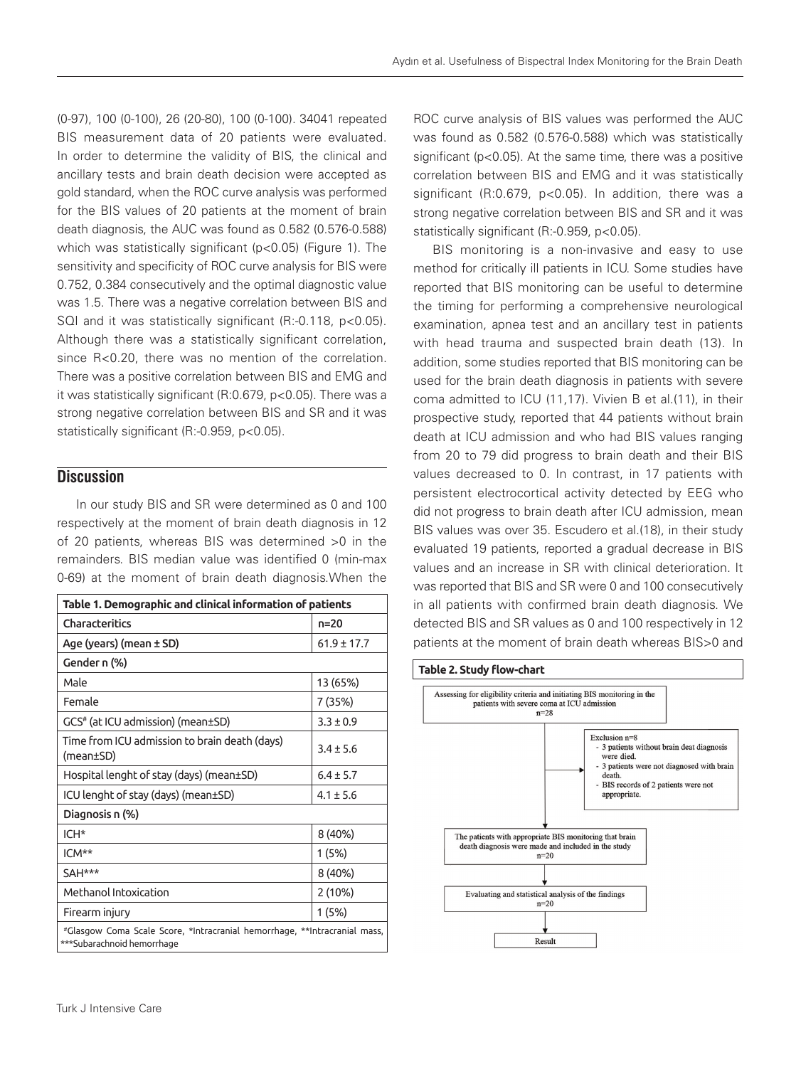(0-97), 100 (0-100), 26 (20-80), 100 (0-100). 34041 repeated BIS measurement data of 20 patients were evaluated. In order to determine the validity of BIS, the clinical and ancillary tests and brain death decision were accepted as gold standard, when the ROC curve analysis was performed for the BIS values of 20 patients at the moment of brain death diagnosis, the AUC was found as 0.582 (0.576-0.588) which was statistically significant ($p<0.05$) (Figure 1). The sensitivity and specificity of ROC curve analysis for BIS were 0.752, 0.384 consecutively and the optimal diagnostic value was 1.5. There was a negative correlation between BIS and SQI and it was statistically significant (R:-0.118, $p<0.05$). Although there was a statistically significant correlation, since $R<0.20$, there was no mention of the correlation. There was a positive correlation between BIS and EMG and it was statistically significant (R:0.679, $p<0.05$). There was a strong negative correlation between BIS and SR and it was statistically significant (R:-0.959, $p<0.05$).

## Discussion

In our study BIS and SR were determined as 0 and 100 respectively at the moment of brain death diagnosis in 12 of 20 patients, whereas BIS was determined >0 in the remainders. BIS median value was identified 0 (min-max 0-69) at the moment of brain death diagnosis.When the ROC curve analysis of BIS values was performed the AUC was found as 0.582 (0.576-0.588) which was statistically significant ($p<0.05$). At the same time, there was a positive correlation between BIS and EMG and it was statistically significant (R:0.679, $p<0.05$). In addition, there was a strong negative correlation between BIS and SR and it was statistically significant (R:-0.959, $p<0.05$).

BIS monitoring is a non-invasive and easy to use method for critically ill patients in ICU. Some studies have reported that BIS monitoring can be useful to determine the timing for performing a comprehensive neurological examination, apnea test and an ancillary test in patients with head trauma and suspected brain death (13). In addition, some studies reported that BIS monitoring can be used for the brain death diagnosis in patients with severe coma admitted to ICU (11,17). Vivien B et al.(11), in their prospective study, reported that 44 patients without brain death at ICU admission and who had BIS values ranging from 20 to 79 did progress to brain death and their BIS values decreased to 0. In contrast, in 17 patients with persistent electrocortical activity detected by EEG who did not progress to brain death after ICU admission, mean BIS values was over 35. Escudero et al.(18), in their study evaluated 19 patients, reported a gradual decrease in BIS values and an increase in SR with clinical deterioration. It was reported that BIS and SR were 0 and 100 consecutively in all patients with confirmed brain death diagnosis. We detected BIS and SR values as 0 and 100 respectively in 12 patients at the moment of brain death whereas BIS>0 and

**Table 1. Demographic and clinical information of patients**

| Characteritics | n=20 |
|---|---|
| Age (years) (mean ± SD) | 61.9 ± 17.7 |
| Gender n (%) | |
| Male | 13 (65%) |
| Female | 7 (35%) |
| GCS[#] (at ICU admission) (mean±SD) | 3.3 ± 0.9 |
| Time from ICU admission to brain death (days) (mean±SD) | 3.4 ± 5.6 |
| Hospital lenght of stay (days) (mean±SD) | 6.4 ± 5.7 |
| ICU lenght of stay (days) (mean±SD) | 4.1 ± 5.6 |
| Diagnosis n (%) | |
| ICH* | 8 (40%) |
| ICM** | 1 (5%) |
| SAH*** | 8 (40%) |
| Methanol Intoxication | 2 (10%) |
| Firearm injury | 1 (5%) |

[#]Glasgow Coma Scale Score, *Intracranial hemorrhage, **Intracranial mass, ***Subarachnoid hemorrhage

**Table 2. Study flow-chart**

Assessing for eligibility criteria and initiating BIS monitoring in the patients with severe coma at ICU admission
n=28

→ Exclusion n=8
- 3 patients without brain deat diagnosis were died.
- 3 patients were not diagnosed with brain death.
- BIS records of 2 patients were not appropriate.

↓

The patients with appropriate BIS monitoring that brain death diagnosis were made and included in the study
n=20

↓

Evaluating and statistical analysis of the findings
n=20

↓

Result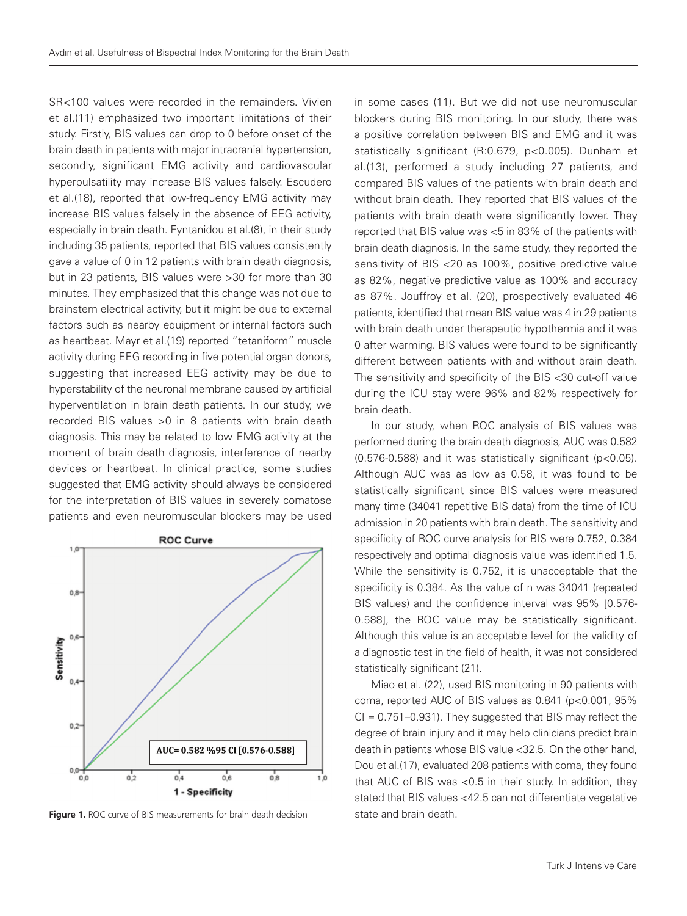SR<100 values were recorded in the remainders. Vivien et al.(11) emphasized two important limitations of their study. Firstly, BIS values can drop to 0 before onset of the brain death in patients with major intracranial hypertension, secondly, significant EMG activity and cardiovascular hyperpulsatility may increase BIS values falsely. Escudero et al.(18), reported that low-frequency EMG activity may increase BIS values falsely in the absence of EEG activity, especially in brain death. Fyntanidou et al.(8), in their study including 35 patients, reported that BIS values consistently gave a value of 0 in 12 patients with brain death diagnosis, but in 23 patients, BIS values were >30 for more than 30 minutes. They emphasized that this change was not due to brainstem electrical activity, but it might be due to external factors such as nearby equipment or internal factors such as heartbeat. Mayr et al.(19) reported "tetaniform" muscle activity during EEG recording in five potential organ donors, suggesting that increased EEG activity may be due to hyperstability of the neuronal membrane caused by artificial hyperventilation in brain death patients. In our study, we recorded BIS values >0 in 8 patients with brain death diagnosis. This may be related to low EMG activity at the moment of brain death diagnosis, interference of nearby devices or heartbeat. In clinical practice, some studies suggested that EMG activity should always be considered for the interpretation of BIS values in severely comatose patients and even neuromuscular blockers may be used in some cases (11). But we did not use neuromuscular blockers during BIS monitoring. In our study, there was a positive correlation between BIS and EMG and it was statistically significant (R:0.679, p<0.005). Dunham et al.(13), performed a study including 27 patients, and compared BIS values of the patients with brain death and without brain death. They reported that BIS values of the patients with brain death were significantly lower. They reported that BIS value was <5 in 83% of the patients with brain death diagnosis. In the same study, they reported the sensitivity of BIS <20 as 100%, positive predictive value as 82%, negative predictive value as 100% and accuracy as 87%. Jouffroy et al. (20), prospectively evaluated 46 patients, identified that mean BIS value was 4 in 29 patients with brain death under therapeutic hypothermia and it was 0 after warming. BIS values were found to be significantly different between patients with and without brain death. The sensitivity and specificity of the BIS <30 cut-off value during the ICU stay were 96% and 82% respectively for brain death.

**Figure 1.** ROC curve of BIS measurements for brain death decision

In our study, when ROC analysis of BIS values was performed during the brain death diagnosis, AUC was 0.582 (0.576-0.588) and it was statistically significant (p<0.05). Although AUC was as low as 0.58, it was found to be statistically significant since BIS values were measured many time (34041 repetitive BIS data) from the time of ICU admission in 20 patients with brain death. The sensitivity and specificity of ROC curve analysis for BIS were 0.752, 0.384 respectively and optimal diagnosis value was identified 1.5. While the sensitivity is 0.752, it is unacceptable that the specificity is 0.384. As the value of n was 34041 (repeated BIS values) and the confidence interval was 95% [0.576-0.588], the ROC value may be statistically significant. Although this value is an acceptable level for the validity of a diagnostic test in the field of health, it was not considered statistically significant (21).

Miao et al. (22), used BIS monitoring in 90 patients with coma, reported AUC of BIS values as 0.841 (p<0.001, 95% CI = 0.751–0.931). They suggested that BIS may reflect the degree of brain injury and it may help clinicians predict brain death in patients whose BIS value <32.5. On the other hand, Dou et al.(17), evaluated 208 patients with coma, they found that AUC of BIS was <0.5 in their study. In addition, they stated that BIS values <42.5 can not differentiate vegetative state and brain death.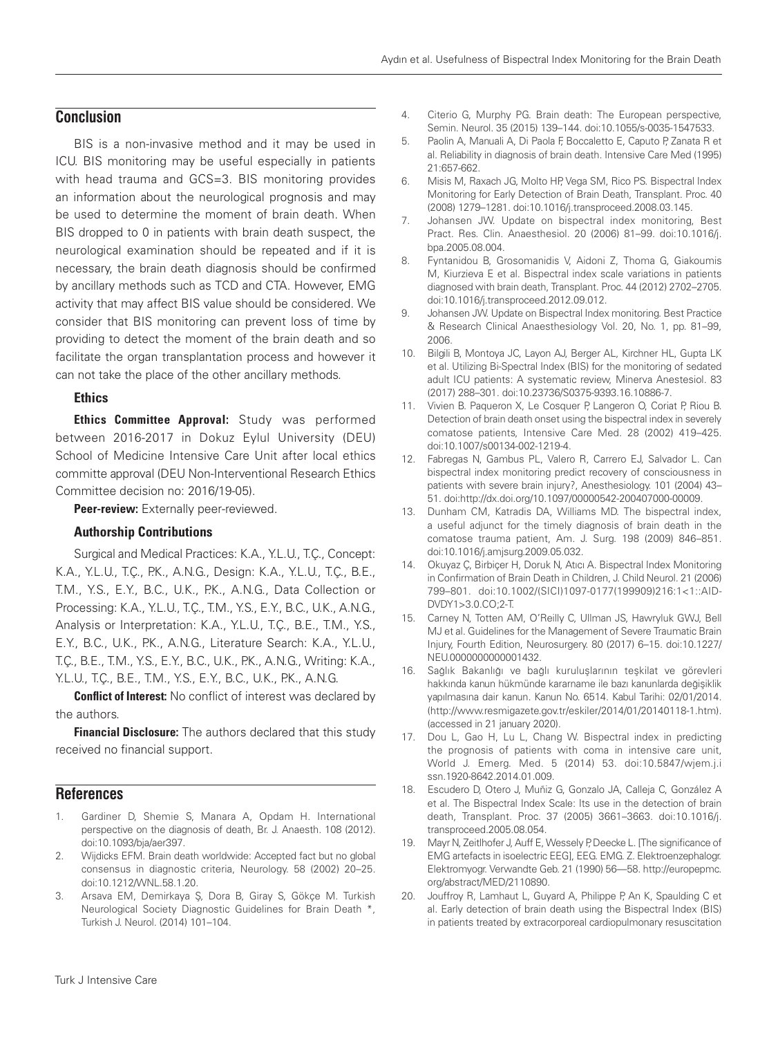## Conclusion

BIS is a non-invasive method and it may be used in ICU. BIS monitoring may be useful especially in patients with head trauma and GCS=3. BIS monitoring provides an information about the neurological prognosis and may be used to determine the moment of brain death. When BIS dropped to 0 in patients with brain death suspect, the neurological examination should be repeated and if it is necessary, the brain death diagnosis should be confirmed by ancillary methods such as TCD and CTA. However, EMG activity that may affect BIS value should be considered. We consider that BIS monitoring can prevent loss of time by providing to detect the moment of the brain death and so facilitate the organ transplantation process and however it can not take the place of the other ancillary methods.

### Ethics

**Ethics Committee Approval:** Study was performed between 2016-2017 in Dokuz Eylul University (DEU) School of Medicine Intensive Care Unit after local ethics committe approval (DEU Non-Interventional Research Ethics Committee decision no: 2016/19-05).

**Peer-review:** Externally peer-reviewed.

### Authorship Contributions

Surgical and Medical Practices: K.A., Y.L.U., T.Ç., Concept: K.A., Y.L.U., T.Ç., P.K., A.N.G., Design: K.A., Y.L.U., T.Ç., B.E., T.M., Y.S., E.Y., B.C., U.K., P.K., A.N.G., Data Collection or Processing: K.A., Y.L.U., T.Ç., T.M., Y.S., E.Y., B.C., U.K., A.N.G., Analysis or Interpretation: K.A., Y.L.U., T.Ç., B.E., T.M., Y.S., E.Y., B.C., U.K., P.K., A.N.G., Literature Search: K.A., Y.L.U., T.Ç., B.E., T.M., Y.S., E.Y., B.C., U.K., P.K., A.N.G., Writing: K.A., Y.L.U., T.Ç., B.E., T.M., Y.S., E.Y., B.C., U.K., P.K., A.N.G.

**Conflict of Interest:** No conflict of interest was declared by the authors.

**Financial Disclosure:** The authors declared that this study received no financial support.

## References

1. Gardiner D, Shemie S, Manara A, Opdam H. International perspective on the diagnosis of death, Br. J. Anaesth. 108 (2012). doi:10.1093/bja/aer397.
2. Wijdicks EFM. Brain death worldwide: Accepted fact but no global consensus in diagnostic criteria, Neurology. 58 (2002) 20–25. doi:10.1212/WNL.58.1.20.
3. Arsava EM, Demirkaya Ş, Dora B, Giray S, Gökçe M. Turkish Neurological Society Diagnostic Guidelines for Brain Death *, Turkish J. Neurol. (2014) 101–104.
4. Citerio G, Murphy PG. Brain death: The European perspective, Semin. Neurol. 35 (2015) 139–144. doi:10.1055/s-0035-1547533.
5. Paolin A, Manuali A, Di Paola F, Boccaletto E, Caputo P, Zanata R et al. Reliability in diagnosis of brain death. Intensive Care Med (1995) 21:657-662.
6. Misis M, Raxach JG, Molto HP, Vega SM, Rico PS. Bispectral Index Monitoring for Early Detection of Brain Death, Transplant. Proc. 40 (2008) 1279–1281. doi:10.1016/j.transproceed.2008.03.145.
7. Johansen JW. Update on bispectral index monitoring, Best Pract. Res. Clin. Anaesthesiol. 20 (2006) 81–99. doi:10.1016/j.bpa.2005.08.004.
8. Fyntanidou B, Grosomanidis V, Aidoni Z, Thoma G, Giakoumis M, Kiurzieva E et al. Bispectral index scale variations in patients diagnosed with brain death, Transplant. Proc. 44 (2012) 2702–2705. doi:10.1016/j.transproceed.2012.09.012.
9. Johansen JW. Update on Bispectral Index monitoring. Best Practice & Research Clinical Anaesthesiology Vol. 20, No. 1, pp. 81–99, 2006.
10. Bilgili B, Montoya JC, Layon AJ, Berger AL, Kirchner HL, Gupta LK et al. Utilizing Bi-Spectral Index (BIS) for the monitoring of sedated adult ICU patients: A systematic review, Minerva Anestesiol. 83 (2017) 288–301. doi:10.23736/S0375-9393.16.10886-7.
11. Vivien B. Paqueron X, Le Cosquer P, Langeron O, Coriat P, Riou B. Detection of brain death onset using the bispectral index in severely comatose patients, Intensive Care Med. 28 (2002) 419–425. doi:10.1007/s00134-002-1219-4.
12. Fabregas N, Gambus PL, Valero R, Carrero EJ, Salvador L. Can bispectral index monitoring predict recovery of consciousness in patients with severe brain injury?, Anesthesiology. 101 (2004) 43–51. doi:http://dx.doi.org/10.1097/00000542-200407000-00009.
13. Dunham CM, Katradis DA, Williams MD. The bispectral index, a useful adjunct for the timely diagnosis of brain death in the comatose trauma patient, Am. J. Surg. 198 (2009) 846–851. doi:10.1016/j.amjsurg.2009.05.032.
14. Okuyaz Ç, Birbiçer H, Doruk N, Atıcı A. Bispectral Index Monitoring in Confirmation of Brain Death in Children, J. Child Neurol. 21 (2006) 799–801. doi:10.1002/(SICI)1097-0177(199909)216:1<1::AID-DVDY1>3.0.CO;2-T.
15. Carney N, Totten AM, O'Reilly C, Ullman JS, Hawryluk GWJ, Bell MJ et al. Guidelines for the Management of Severe Traumatic Brain Injury, Fourth Edition, Neurosurgery. 80 (2017) 6–15. doi:10.1227/NEU.0000000000001432.
16. Sağlık Bakanlığı ve bağlı kuruluşlarının teşkilat ve görevleri hakkında kanun hükmünde kararname ile bazı kanunlarda değişiklik yapılmasına dair kanun. Kanun No. 6514. Kabul Tarihi: 02/01/2014. (http://www.resmigazete.gov.tr/eskiler/2014/01/20140118-1.htm). (accessed in 21 january 2020).
17. Dou L, Gao H, Lu L, Chang W. Bispectral index in predicting the prognosis of patients with coma in intensive care unit, World J. Emerg. Med. 5 (2014) 53. doi:10.5847/wjem.j.issn.1920-8642.2014.01.009.
18. Escudero D, Otero J, Muñiz G, Gonzalo JA, Calleja C, González A et al. The Bispectral Index Scale: Its use in the detection of brain death, Transplant. Proc. 37 (2005) 3661–3663. doi:10.1016/j.transproceed.2005.08.054.
19. Mayr N, Zeitlhofer J, Auff E, Wessely P, Deecke L. [The significance of EMG artefacts in isoelectric EEG], EEG. EMG. Z. Elektroenzephalogr. Elektromyogr. Verwandte Geb. 21 (1990) 56—58. http://europepmc.org/abstract/MED/2110890.
20. Jouffroy R, Lamhaut L, Guyard A, Philippe P, An K, Spaulding C et al. Early detection of brain death using the Bispectral Index (BIS) in patients treated by extracorporeal cardiopulmonary resuscitation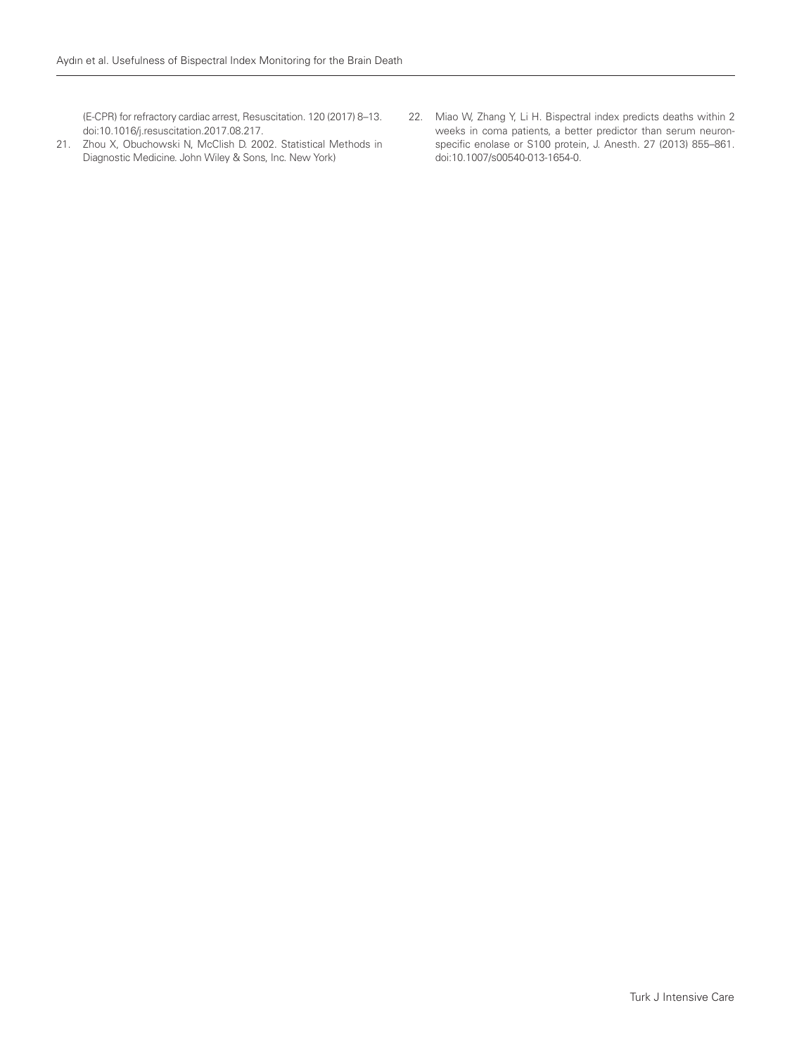(E-CPR) for refractory cardiac arrest, Resuscitation. 120 (2017) 8–13. doi:10.1016/j.resuscitation.2017.08.217.

21. Zhou X, Obuchowski N, McClish D. 2002. Statistical Methods in Diagnostic Medicine. John Wiley & Sons, Inc. New York)
22. Miao W, Zhang Y, Li H. Bispectral index predicts deaths within 2 weeks in coma patients, a better predictor than serum neuron-specific enolase or S100 protein, J. Anesth. 27 (2013) 855–861. doi:10.1007/s00540-013-1654-0.